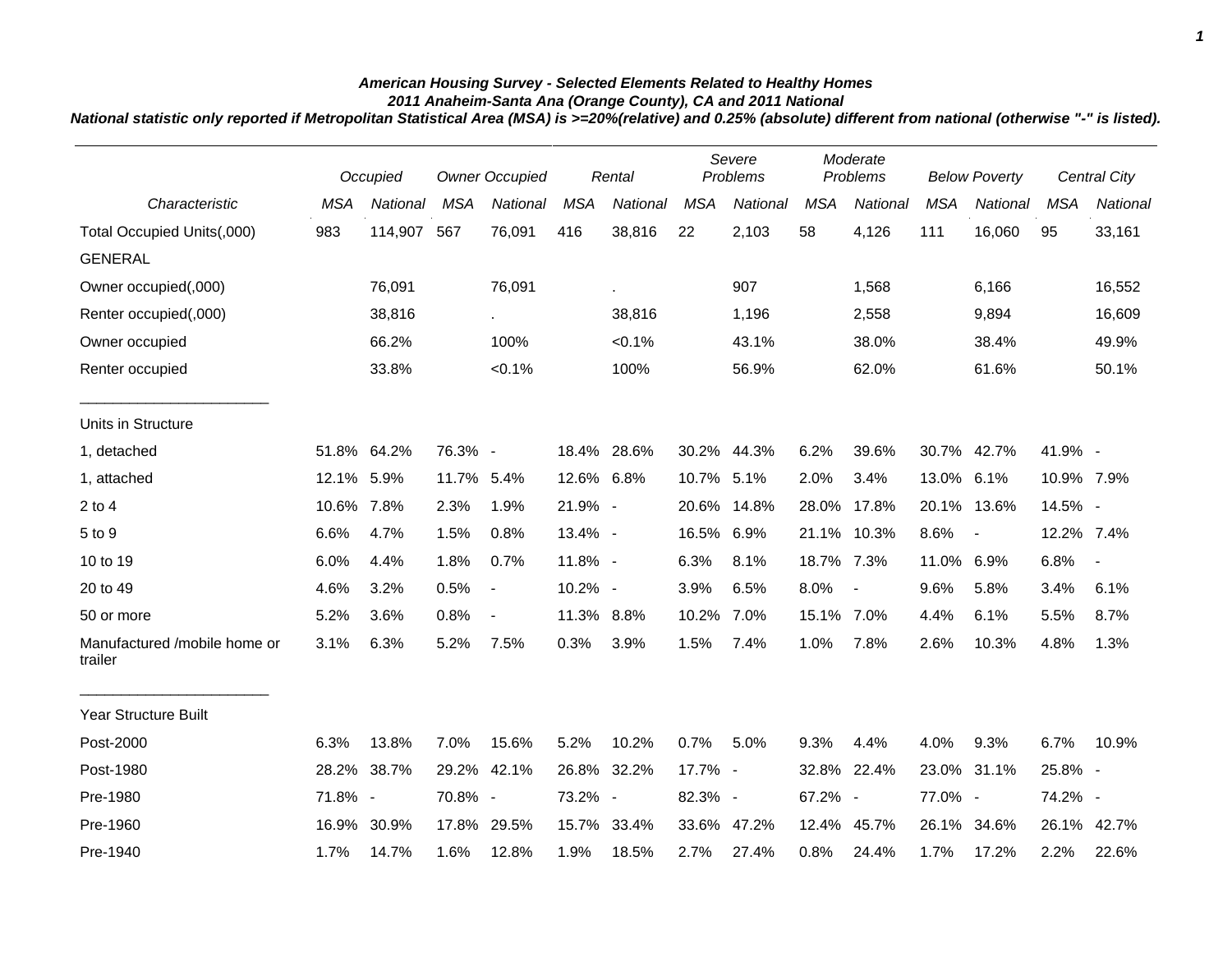***American Housing Survey - Selected Elements Related to Healthy Homes***
***2011 Anaheim-Santa Ana (Orange County), CA and 2011 National***
***National statistic only reported if Metropolitan Statistical Area (MSA) is >=20%(relative) and 0.25% (absolute) different from national (otherwise "-" is listed).***

| | *Occupied* | | *Owner Occupied* | | *Rental* | | *Severe Problems* | | *Moderate Problems* | | *Below Poverty* | | *Central City* | |
|---|---|---|---|---|---|---|---|---|---|---|---|---|---|---|
| *Characteristic* | *MSA* | *National* | *MSA* | *National* | *MSA* | *National* | *MSA* | *National* | *MSA* | *National* | *MSA* | *National* | *MSA* | *National* |
| Total Occupied Units(,000) | 983 | 114,907 | 567 | 76,091 | 416 | 38,816 | 22 | 2,103 | 58 | 4,126 | 111 | 16,060 | 95 | 33,161 |
| GENERAL | | | | | | | | | | | | | | |
| Owner occupied(,000) | | 76,091 | | 76,091 | | . | | 907 | | 1,568 | | 6,166 | | 16,552 |
| Renter occupied(,000) | | 38,816 | | . | | 38,816 | | 1,196 | | 2,558 | | 9,894 | | 16,609 |
| Owner occupied | | 66.2% | | 100% | | <0.1% | | 43.1% | | 38.0% | | 38.4% | | 49.9% |
| Renter occupied | | 33.8% | | <0.1% | | 100% | | 56.9% | | 62.0% | | 61.6% | | 50.1% |
| Units in Structure | | | | | | | | | | | | | | |
| 1, detached | 51.8% | 64.2% | 76.3% | - | 18.4% | 28.6% | 30.2% | 44.3% | 6.2% | 39.6% | 30.7% | 42.7% | 41.9% | - |
| 1, attached | 12.1% | 5.9% | 11.7% | 5.4% | 12.6% | 6.8% | 10.7% | 5.1% | 2.0% | 3.4% | 13.0% | 6.1% | 10.9% | 7.9% |
| 2 to 4 | 10.6% | 7.8% | 2.3% | 1.9% | 21.9% | - | 20.6% | 14.8% | 28.0% | 17.8% | 20.1% | 13.6% | 14.5% | - |
| 5 to 9 | 6.6% | 4.7% | 1.5% | 0.8% | 13.4% | - | 16.5% | 6.9% | 21.1% | 10.3% | 8.6% | - | 12.2% | 7.4% |
| 10 to 19 | 6.0% | 4.4% | 1.8% | 0.7% | 11.8% | - | 6.3% | 8.1% | 18.7% | 7.3% | 11.0% | 6.9% | 6.8% | - |
| 20 to 49 | 4.6% | 3.2% | 0.5% | - | 10.2% | - | 3.9% | 6.5% | 8.0% | - | 9.6% | 5.8% | 3.4% | 6.1% |
| 50 or more | 5.2% | 3.6% | 0.8% | - | 11.3% | 8.8% | 10.2% | 7.0% | 15.1% | 7.0% | 4.4% | 6.1% | 5.5% | 8.7% |
| Manufactured /mobile home or trailer | 3.1% | 6.3% | 5.2% | 7.5% | 0.3% | 3.9% | 1.5% | 7.4% | 1.0% | 7.8% | 2.6% | 10.3% | 4.8% | 1.3% |
| Year Structure Built | | | | | | | | | | | | | | |
| Post-2000 | 6.3% | 13.8% | 7.0% | 15.6% | 5.2% | 10.2% | 0.7% | 5.0% | 9.3% | 4.4% | 4.0% | 9.3% | 6.7% | 10.9% |
| Post-1980 | 28.2% | 38.7% | 29.2% | 42.1% | 26.8% | 32.2% | 17.7% | - | 32.8% | 22.4% | 23.0% | 31.1% | 25.8% | - |
| Pre-1980 | 71.8% | - | 70.8% | - | 73.2% | - | 82.3% | - | 67.2% | - | 77.0% | - | 74.2% | - |
| Pre-1960 | 16.9% | 30.9% | 17.8% | 29.5% | 15.7% | 33.4% | 33.6% | 47.2% | 12.4% | 45.7% | 26.1% | 34.6% | 26.1% | 42.7% |
| Pre-1940 | 1.7% | 14.7% | 1.6% | 12.8% | 1.9% | 18.5% | 2.7% | 27.4% | 0.8% | 24.4% | 1.7% | 17.2% | 2.2% | 22.6% |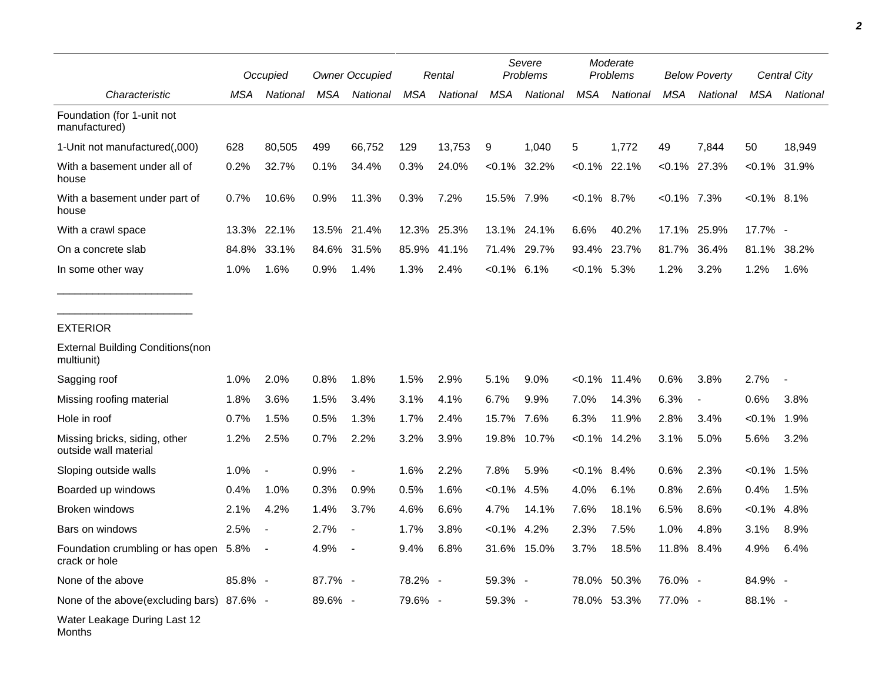| Characteristic | Occupied | | Owner Occupied | | Rental | | Severe Problems | | Moderate Problems | | Below Poverty | | Central City | |
|---|---|---|---|---|---|---|---|---|---|---|---|---|---|---|
| | MSA | National | MSA | National | MSA | National | MSA | National | MSA | National | MSA | National | MSA | National |
| Foundation (for 1-unit not manufactured) | | | | | | | | | | | | | | |
| 1-Unit not manufactured(,000) | 628 | 80,505 | 499 | 66,752 | 129 | 13,753 | 9 | 1,040 | 5 | 1,772 | 49 | 7,844 | 50 | 18,949 |
| With a basement under all of house | 0.2% | 32.7% | 0.1% | 34.4% | 0.3% | 24.0% | <0.1% | 32.2% | <0.1% | 22.1% | <0.1% | 27.3% | <0.1% | 31.9% |
| With a basement under part of house | 0.7% | 10.6% | 0.9% | 11.3% | 0.3% | 7.2% | 15.5% | 7.9% | <0.1% | 8.7% | <0.1% | 7.3% | <0.1% | 8.1% |
| With a crawl space | 13.3% | 22.1% | 13.5% | 21.4% | 12.3% | 25.3% | 13.1% | 24.1% | 6.6% | 40.2% | 17.1% | 25.9% | 17.7% | - |
| On a concrete slab | 84.8% | 33.1% | 84.6% | 31.5% | 85.9% | 41.1% | 71.4% | 29.7% | 93.4% | 23.7% | 81.7% | 36.4% | 81.1% | 38.2% |
| In some other way | 1.0% | 1.6% | 0.9% | 1.4% | 1.3% | 2.4% | <0.1% | 6.1% | <0.1% | 5.3% | 1.2% | 3.2% | 1.2% | 1.6% |
| EXTERIOR | | | | | | | | | | | | | | |
| External Building Conditions(non multiunit) | | | | | | | | | | | | | | |
| Sagging roof | 1.0% | 2.0% | 0.8% | 1.8% | 1.5% | 2.9% | 5.1% | 9.0% | <0.1% | 11.4% | 0.6% | 3.8% | 2.7% | - |
| Missing roofing material | 1.8% | 3.6% | 1.5% | 3.4% | 3.1% | 4.1% | 6.7% | 9.9% | 7.0% | 14.3% | 6.3% | - | 0.6% | 3.8% |
| Hole in roof | 0.7% | 1.5% | 0.5% | 1.3% | 1.7% | 2.4% | 15.7% | 7.6% | 6.3% | 11.9% | 2.8% | 3.4% | <0.1% | 1.9% |
| Missing bricks, siding, other outside wall material | 1.2% | 2.5% | 0.7% | 2.2% | 3.2% | 3.9% | 19.8% | 10.7% | <0.1% | 14.2% | 3.1% | 5.0% | 5.6% | 3.2% |
| Sloping outside walls | 1.0% | - | 0.9% | - | 1.6% | 2.2% | 7.8% | 5.9% | <0.1% | 8.4% | 0.6% | 2.3% | <0.1% | 1.5% |
| Boarded up windows | 0.4% | 1.0% | 0.3% | 0.9% | 0.5% | 1.6% | <0.1% | 4.5% | 4.0% | 6.1% | 0.8% | 2.6% | 0.4% | 1.5% |
| Broken windows | 2.1% | 4.2% | 1.4% | 3.7% | 4.6% | 6.6% | 4.7% | 14.1% | 7.6% | 18.1% | 6.5% | 8.6% | <0.1% | 4.8% |
| Bars on windows | 2.5% | - | 2.7% | - | 1.7% | 3.8% | <0.1% | 4.2% | 2.3% | 7.5% | 1.0% | 4.8% | 3.1% | 8.9% |
| Foundation crumbling or has open crack or hole | 5.8% | - | 4.9% | - | 9.4% | 6.8% | 31.6% | 15.0% | 3.7% | 18.5% | 11.8% | 8.4% | 4.9% | 6.4% |
| None of the above | 85.8% | - | 87.7% | - | 78.2% | - | 59.3% | - | 78.0% | 50.3% | 76.0% | - | 84.9% | - |
| None of the above(excluding bars) | 87.6% | - | 89.6% | - | 79.6% | - | 59.3% | - | 78.0% | 53.3% | 77.0% | - | 88.1% | - |
| Water Leakage During Last 12 Months | | | | | | | | | | | | | | |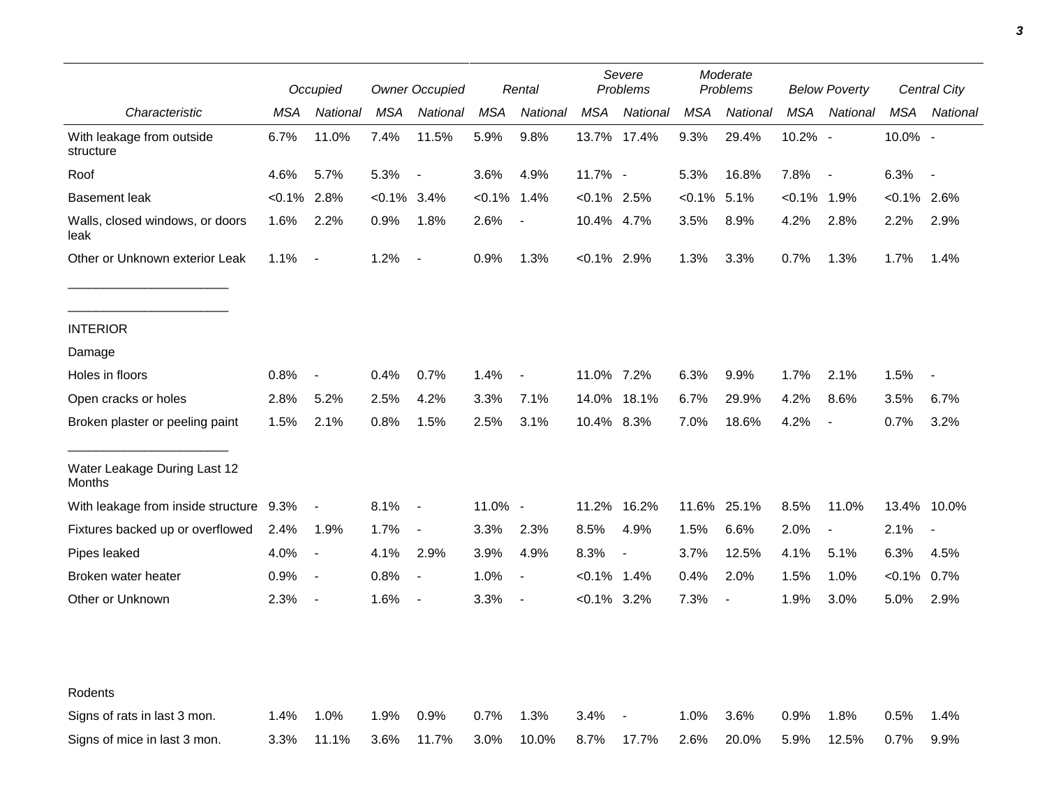| Characteristic | Occupied MSA | Occupied National | Owner Occupied MSA | Owner Occupied National | Rental MSA | Rental National | Severe Problems MSA | Severe Problems National | Moderate Problems MSA | Moderate Problems National | Below Poverty MSA | Below Poverty National | Central City MSA | Central City National |
|---|---|---|---|---|---|---|---|---|---|---|---|---|---|---|
| With leakage from outside structure | 6.7% | 11.0% | 7.4% | 11.5% | 5.9% | 9.8% | 13.7% | 17.4% | 9.3% | 29.4% | 10.2% | - | 10.0% | - |
| Roof | 4.6% | 5.7% | 5.3% | - | 3.6% | 4.9% | 11.7% | - | 5.3% | 16.8% | 7.8% | - | 6.3% | - |
| Basement leak | <0.1% | 2.8% | <0.1% | 3.4% | <0.1% | 1.4% | <0.1% | 2.5% | <0.1% | 5.1% | <0.1% | 1.9% | <0.1% | 2.6% |
| Walls, closed windows, or doors leak | 1.6% | 2.2% | 0.9% | 1.8% | 2.6% | - | 10.4% | 4.7% | 3.5% | 8.9% | 4.2% | 2.8% | 2.2% | 2.9% |
| Other or Unknown exterior Leak | 1.1% | - | 1.2% | - | 0.9% | 1.3% | <0.1% | 2.9% | 1.3% | 3.3% | 0.7% | 1.3% | 1.7% | 1.4% |
| INTERIOR | | | | | | | | | | | | | | |
| Damage | | | | | | | | | | | | | | |
| Holes in floors | 0.8% | - | 0.4% | 0.7% | 1.4% | - | 11.0% | 7.2% | 6.3% | 9.9% | 1.7% | 2.1% | 1.5% | - |
| Open cracks or holes | 2.8% | 5.2% | 2.5% | 4.2% | 3.3% | 7.1% | 14.0% | 18.1% | 6.7% | 29.9% | 4.2% | 8.6% | 3.5% | 6.7% |
| Broken plaster or peeling paint | 1.5% | 2.1% | 0.8% | 1.5% | 2.5% | 3.1% | 10.4% | 8.3% | 7.0% | 18.6% | 4.2% | - | 0.7% | 3.2% |
| Water Leakage During Last 12 Months | | | | | | | | | | | | | | |
| With leakage from inside structure | 9.3% | - | 8.1% | - | 11.0% | - | 11.2% | 16.2% | 11.6% | 25.1% | 8.5% | 11.0% | 13.4% | 10.0% |
| Fixtures backed up or overflowed | 2.4% | 1.9% | 1.7% | - | 3.3% | 2.3% | 8.5% | 4.9% | 1.5% | 6.6% | 2.0% | - | 2.1% | - |
| Pipes leaked | 4.0% | - | 4.1% | 2.9% | 3.9% | 4.9% | 8.3% | - | 3.7% | 12.5% | 4.1% | 5.1% | 6.3% | 4.5% |
| Broken water heater | 0.9% | - | 0.8% | - | 1.0% | - | <0.1% | 1.4% | 0.4% | 2.0% | 1.5% | 1.0% | <0.1% | 0.7% |
| Other or Unknown | 2.3% | - | 1.6% | - | 3.3% | - | <0.1% | 3.2% | 7.3% | - | 1.9% | 3.0% | 5.0% | 2.9% |
| Rodents | | | | | | | | | | | | | | |
| Signs of rats in last 3 mon. | 1.4% | 1.0% | 1.9% | 0.9% | 0.7% | 1.3% | 3.4% | - | 1.0% | 3.6% | 0.9% | 1.8% | 0.5% | 1.4% |
| Signs of mice in last 3 mon. | 3.3% | 11.1% | 3.6% | 11.7% | 3.0% | 10.0% | 8.7% | 17.7% | 2.6% | 20.0% | 5.9% | 12.5% | 0.7% | 9.9% |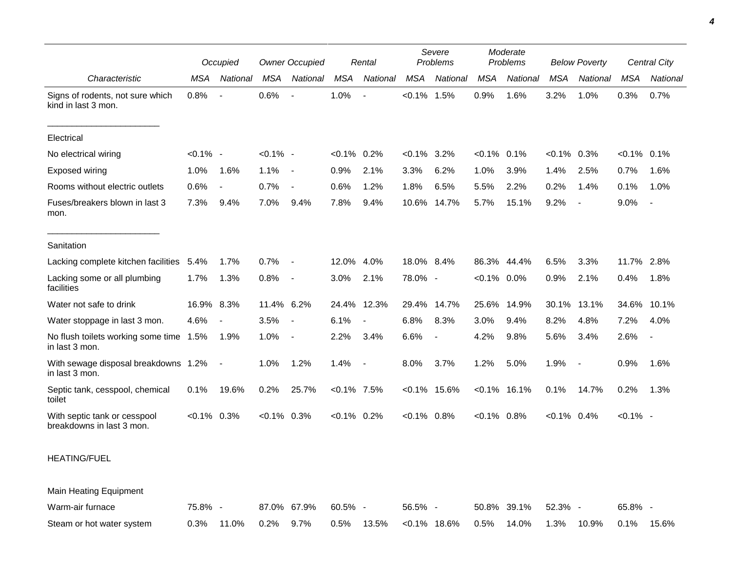| | Occupied | | Owner Occupied | | Rental | | Severe Problems | | Moderate Problems | | Below Poverty | | Central City | |
|---|---|---|---|---|---|---|---|---|---|---|---|---|---|---|
| *Characteristic* | *MSA* | *National* | *MSA* | *National* | *MSA* | *National* | *MSA* | *National* | *MSA* | *National* | *MSA* | *National* | *MSA* | *National* |
| Signs of rodents, not sure which kind in last 3 mon. | 0.8% | - | 0.6% | - | 1.0% | - | <0.1% | 1.5% | 0.9% | 1.6% | 3.2% | 1.0% | 0.3% | 0.7% |
| Electrical | | | | | | | | | | | | | | |
| No electrical wiring | <0.1% | - | <0.1% | - | <0.1% | 0.2% | <0.1% | 3.2% | <0.1% | 0.1% | <0.1% | 0.3% | <0.1% | 0.1% |
| Exposed wiring | 1.0% | 1.6% | 1.1% | - | 0.9% | 2.1% | 3.3% | 6.2% | 1.0% | 3.9% | 1.4% | 2.5% | 0.7% | 1.6% |
| Rooms without electric outlets | 0.6% | - | 0.7% | - | 0.6% | 1.2% | 1.8% | 6.5% | 5.5% | 2.2% | 0.2% | 1.4% | 0.1% | 1.0% |
| Fuses/breakers blown in last 3 mon. | 7.3% | 9.4% | 7.0% | 9.4% | 7.8% | 9.4% | 10.6% | 14.7% | 5.7% | 15.1% | 9.2% | - | 9.0% | - |
| Sanitation | | | | | | | | | | | | | | |
| Lacking complete kitchen facilities | 5.4% | 1.7% | 0.7% | - | 12.0% | 4.0% | 18.0% | 8.4% | 86.3% | 44.4% | 6.5% | 3.3% | 11.7% | 2.8% |
| Lacking some or all plumbing facilities | 1.7% | 1.3% | 0.8% | - | 3.0% | 2.1% | 78.0% | - | <0.1% | 0.0% | 0.9% | 2.1% | 0.4% | 1.8% |
| Water not safe to drink | 16.9% | 8.3% | 11.4% | 6.2% | 24.4% | 12.3% | 29.4% | 14.7% | 25.6% | 14.9% | 30.1% | 13.1% | 34.6% | 10.1% |
| Water stoppage in last 3 mon. | 4.6% | - | 3.5% | - | 6.1% | - | 6.8% | 8.3% | 3.0% | 9.4% | 8.2% | 4.8% | 7.2% | 4.0% |
| No flush toilets working some time in last 3 mon. | 1.5% | 1.9% | 1.0% | - | 2.2% | 3.4% | 6.6% | - | 4.2% | 9.8% | 5.6% | 3.4% | 2.6% | - |
| With sewage disposal breakdowns in last 3 mon. | 1.2% | - | 1.0% | 1.2% | 1.4% | - | 8.0% | 3.7% | 1.2% | 5.0% | 1.9% | - | 0.9% | 1.6% |
| Septic tank, cesspool, chemical toilet | 0.1% | 19.6% | 0.2% | 25.7% | <0.1% | 7.5% | <0.1% | 15.6% | <0.1% | 16.1% | 0.1% | 14.7% | 0.2% | 1.3% |
| With septic tank or cesspool breakdowns in last 3 mon. | <0.1% | 0.3% | <0.1% | 0.3% | <0.1% | 0.2% | <0.1% | 0.8% | <0.1% | 0.8% | <0.1% | 0.4% | <0.1% | - |
| HEATING/FUEL | | | | | | | | | | | | | | |
| Main Heating Equipment | | | | | | | | | | | | | | |
| Warm-air furnace | 75.8% | - | 87.0% | 67.9% | 60.5% | - | 56.5% | - | 50.8% | 39.1% | 52.3% | - | 65.8% | - |
| Steam or hot water system | 0.3% | 11.0% | 0.2% | 9.7% | 0.5% | 13.5% | <0.1% | 18.6% | 0.5% | 14.0% | 1.3% | 10.9% | 0.1% | 15.6% |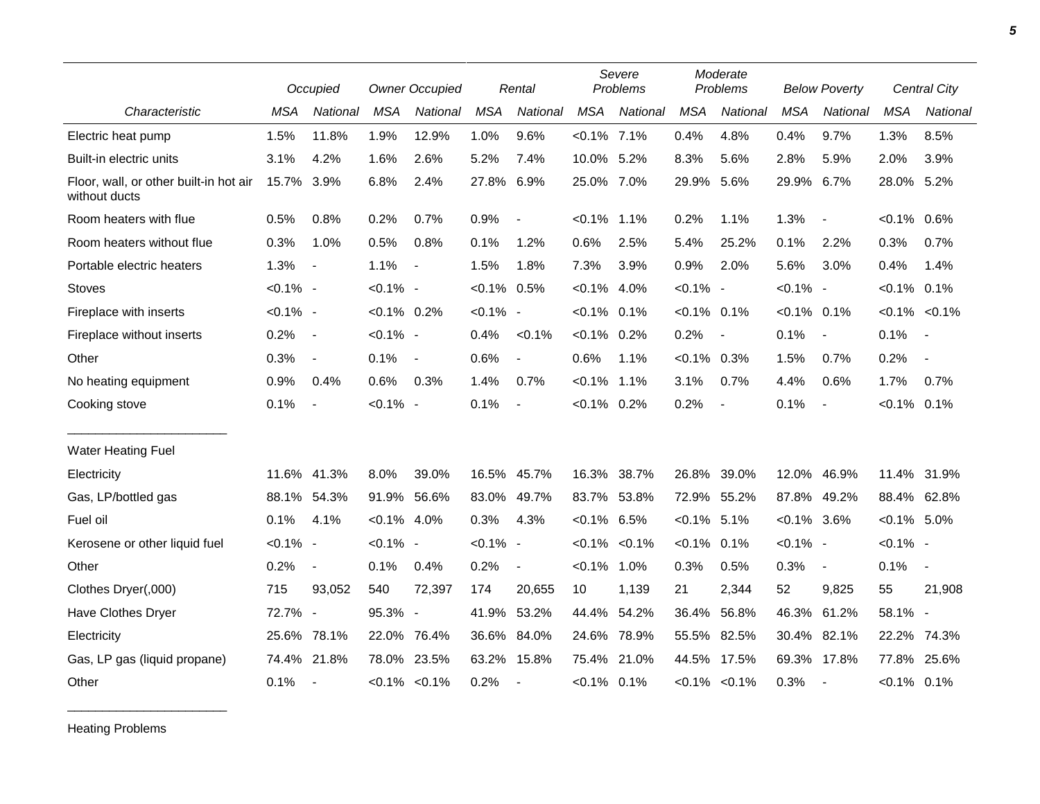| Characteristic | Occupied | | Owner Occupied | | Rental | | Severe Problems | | Moderate Problems | | Below Poverty | | Central City | |
|---|---|---|---|---|---|---|---|---|---|---|---|---|---|---|
| | MSA | National | MSA | National | MSA | National | MSA | National | MSA | National | MSA | National | MSA | National |
| Electric heat pump | 1.5% | 11.8% | 1.9% | 12.9% | 1.0% | 9.6% | <0.1% | 7.1% | 0.4% | 4.8% | 0.4% | 9.7% | 1.3% | 8.5% |
| Built-in electric units | 3.1% | 4.2% | 1.6% | 2.6% | 5.2% | 7.4% | 10.0% | 5.2% | 8.3% | 5.6% | 2.8% | 5.9% | 2.0% | 3.9% |
| Floor, wall, or other built-in hot air without ducts | 15.7% | 3.9% | 6.8% | 2.4% | 27.8% | 6.9% | 25.0% | 7.0% | 29.9% | 5.6% | 29.9% | 6.7% | 28.0% | 5.2% |
| Room heaters with flue | 0.5% | 0.8% | 0.2% | 0.7% | 0.9% | - | <0.1% | 1.1% | 0.2% | 1.1% | 1.3% | - | <0.1% | 0.6% |
| Room heaters without flue | 0.3% | 1.0% | 0.5% | 0.8% | 0.1% | 1.2% | 0.6% | 2.5% | 5.4% | 25.2% | 0.1% | 2.2% | 0.3% | 0.7% |
| Portable electric heaters | 1.3% | - | 1.1% | - | 1.5% | 1.8% | 7.3% | 3.9% | 0.9% | 2.0% | 5.6% | 3.0% | 0.4% | 1.4% |
| Stoves | <0.1% | - | <0.1% | - | <0.1% | 0.5% | <0.1% | 4.0% | <0.1% | - | <0.1% | - | <0.1% | 0.1% |
| Fireplace with inserts | <0.1% | - | <0.1% | 0.2% | <0.1% | - | <0.1% | 0.1% | <0.1% | 0.1% | <0.1% | 0.1% | <0.1% | <0.1% |
| Fireplace without inserts | 0.2% | - | <0.1% | - | 0.4% | <0.1% | <0.1% | 0.2% | 0.2% | - | 0.1% | - | 0.1% | - |
| Other | 0.3% | - | 0.1% | - | 0.6% | - | 0.6% | 1.1% | <0.1% | 0.3% | 1.5% | 0.7% | 0.2% | - |
| No heating equipment | 0.9% | 0.4% | 0.6% | 0.3% | 1.4% | 0.7% | <0.1% | 1.1% | 3.1% | 0.7% | 4.4% | 0.6% | 1.7% | 0.7% |
| Cooking stove | 0.1% | - | <0.1% | - | 0.1% | - | <0.1% | 0.2% | 0.2% | - | 0.1% | - | <0.1% | 0.1% |
| Water Heating Fuel | | | | | | | | | | | | | | |
| Electricity | 11.6% | 41.3% | 8.0% | 39.0% | 16.5% | 45.7% | 16.3% | 38.7% | 26.8% | 39.0% | 12.0% | 46.9% | 11.4% | 31.9% |
| Gas, LP/bottled gas | 88.1% | 54.3% | 91.9% | 56.6% | 83.0% | 49.7% | 83.7% | 53.8% | 72.9% | 55.2% | 87.8% | 49.2% | 88.4% | 62.8% |
| Fuel oil | 0.1% | 4.1% | <0.1% | 4.0% | 0.3% | 4.3% | <0.1% | 6.5% | <0.1% | 5.1% | <0.1% | 3.6% | <0.1% | 5.0% |
| Kerosene or other liquid fuel | <0.1% | - | <0.1% | - | <0.1% | - | <0.1% | <0.1% | <0.1% | 0.1% | <0.1% | - | <0.1% | - |
| Other | 0.2% | - | 0.1% | 0.4% | 0.2% | - | <0.1% | 1.0% | 0.3% | 0.5% | 0.3% | - | 0.1% | - |
| Clothes Dryer(,000) | 715 | 93,052 | 540 | 72,397 | 174 | 20,655 | 10 | 1,139 | 21 | 2,344 | 52 | 9,825 | 55 | 21,908 |
| Have Clothes Dryer | 72.7% | - | 95.3% | - | 41.9% | 53.2% | 44.4% | 54.2% | 36.4% | 56.8% | 46.3% | 61.2% | 58.1% | - |
| Electricity | 25.6% | 78.1% | 22.0% | 76.4% | 36.6% | 84.0% | 24.6% | 78.9% | 55.5% | 82.5% | 30.4% | 82.1% | 22.2% | 74.3% |
| Gas, LP gas (liquid propane) | 74.4% | 21.8% | 78.0% | 23.5% | 63.2% | 15.8% | 75.4% | 21.0% | 44.5% | 17.5% | 69.3% | 17.8% | 77.8% | 25.6% |
| Other | 0.1% | - | <0.1% | <0.1% | 0.2% | - | <0.1% | 0.1% | <0.1% | <0.1% | 0.3% | - | <0.1% | 0.1% |

Heating Problems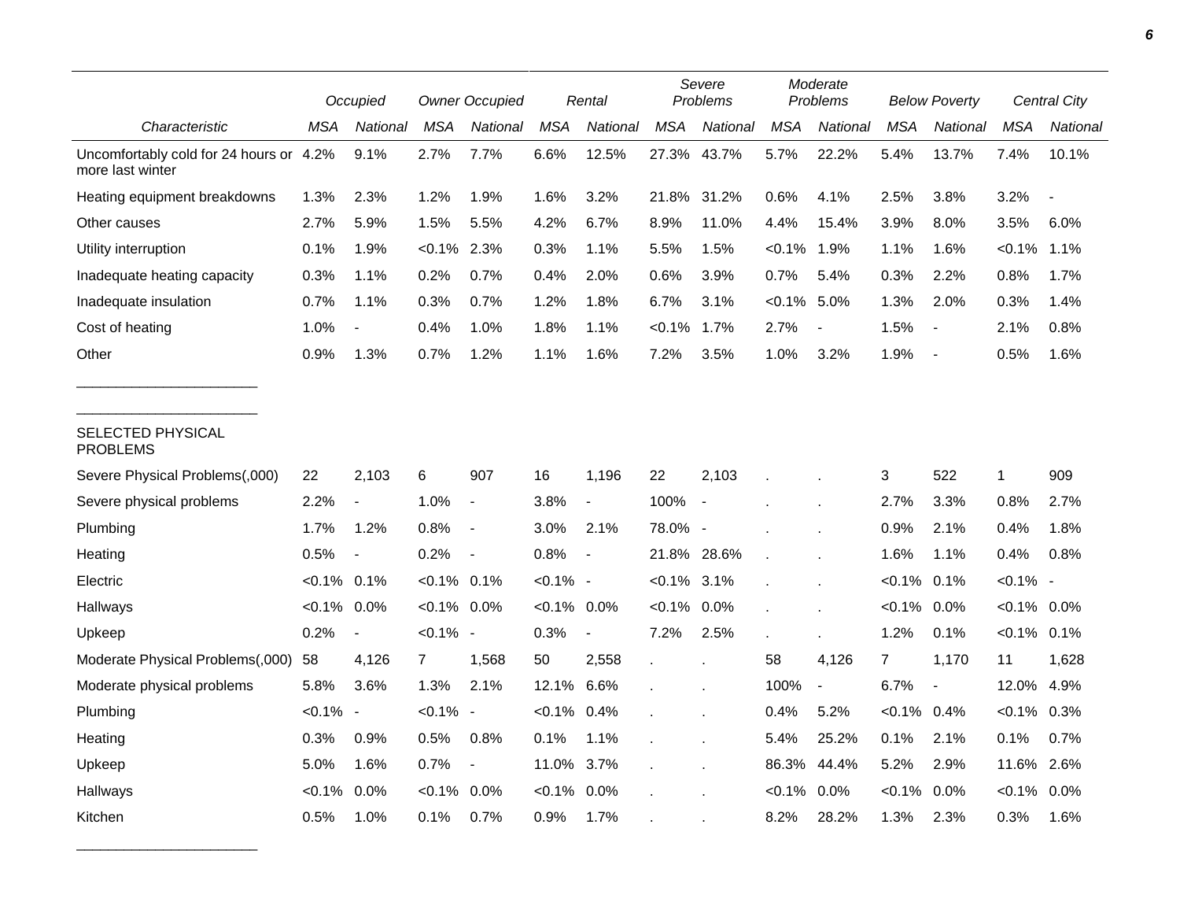| Characteristic | Occupied | | Owner Occupied | | Rental | | Severe Problems | | Moderate Problems | | Below Poverty | | Central City | |
|---|---|---|---|---|---|---|---|---|---|---|---|---|---|---|
| | MSA | National | MSA | National | MSA | National | MSA | National | MSA | National | MSA | National | MSA | National |
| Uncomfortably cold for 24 hours or more last winter | 4.2% | 9.1% | 2.7% | 7.7% | 6.6% | 12.5% | 27.3% | 43.7% | 5.7% | 22.2% | 5.4% | 13.7% | 7.4% | 10.1% |
| Heating equipment breakdowns | 1.3% | 2.3% | 1.2% | 1.9% | 1.6% | 3.2% | 21.8% | 31.2% | 0.6% | 4.1% | 2.5% | 3.8% | 3.2% | - |
| Other causes | 2.7% | 5.9% | 1.5% | 5.5% | 4.2% | 6.7% | 8.9% | 11.0% | 4.4% | 15.4% | 3.9% | 8.0% | 3.5% | 6.0% |
| Utility interruption | 0.1% | 1.9% | <0.1% | 2.3% | 0.3% | 1.1% | 5.5% | 1.5% | <0.1% | 1.9% | 1.1% | 1.6% | <0.1% | 1.1% |
| Inadequate heating capacity | 0.3% | 1.1% | 0.2% | 0.7% | 0.4% | 2.0% | 0.6% | 3.9% | 0.7% | 5.4% | 0.3% | 2.2% | 0.8% | 1.7% |
| Inadequate insulation | 0.7% | 1.1% | 0.3% | 0.7% | 1.2% | 1.8% | 6.7% | 3.1% | <0.1% | 5.0% | 1.3% | 2.0% | 0.3% | 1.4% |
| Cost of heating | 1.0% | - | 0.4% | 1.0% | 1.8% | 1.1% | <0.1% | 1.7% | 2.7% | - | 1.5% | - | 2.1% | 0.8% |
| Other | 0.9% | 1.3% | 0.7% | 1.2% | 1.1% | 1.6% | 7.2% | 3.5% | 1.0% | 3.2% | 1.9% | - | 0.5% | 1.6% |
| SELECTED PHYSICAL PROBLEMS | | | | | | | | | | | | | | |
| Severe Physical Problems(,000) | 22 | 2,103 | 6 | 907 | 16 | 1,196 | 22 | 2,103 | . | . | 3 | 522 | 1 | 909 |
| Severe physical problems | 2.2% | - | 1.0% | - | 3.8% | - | 100% | - | . | . | 2.7% | 3.3% | 0.8% | 2.7% |
| Plumbing | 1.7% | 1.2% | 0.8% | - | 3.0% | 2.1% | 78.0% | - | . | . | 0.9% | 2.1% | 0.4% | 1.8% |
| Heating | 0.5% | - | 0.2% | - | 0.8% | - | 21.8% | 28.6% | . | . | 1.6% | 1.1% | 0.4% | 0.8% |
| Electric | <0.1% | 0.1% | <0.1% | 0.1% | <0.1% | - | <0.1% | 3.1% | . | . | <0.1% | 0.1% | <0.1% | - |
| Hallways | <0.1% | 0.0% | <0.1% | 0.0% | <0.1% | 0.0% | <0.1% | 0.0% | . | . | <0.1% | 0.0% | <0.1% | 0.0% |
| Upkeep | 0.2% | - | <0.1% | - | 0.3% | - | 7.2% | 2.5% | . | . | 1.2% | 0.1% | <0.1% | 0.1% |
| Moderate Physical Problems(,000) | 58 | 4,126 | 7 | 1,568 | 50 | 2,558 | . | . | 58 | 4,126 | 7 | 1,170 | 11 | 1,628 |
| Moderate physical problems | 5.8% | 3.6% | 1.3% | 2.1% | 12.1% | 6.6% | . | . | 100% | - | 6.7% | - | 12.0% | 4.9% |
| Plumbing | <0.1% | - | <0.1% | - | <0.1% | 0.4% | . | . | 0.4% | 5.2% | <0.1% | 0.4% | <0.1% | 0.3% |
| Heating | 0.3% | 0.9% | 0.5% | 0.8% | 0.1% | 1.1% | . | . | 5.4% | 25.2% | 0.1% | 2.1% | 0.1% | 0.7% |
| Upkeep | 5.0% | 1.6% | 0.7% | - | 11.0% | 3.7% | . | . | 86.3% | 44.4% | 5.2% | 2.9% | 11.6% | 2.6% |
| Hallways | <0.1% | 0.0% | <0.1% | 0.0% | <0.1% | 0.0% | . | . | <0.1% | 0.0% | <0.1% | 0.0% | <0.1% | 0.0% |
| Kitchen | 0.5% | 1.0% | 0.1% | 0.7% | 0.9% | 1.7% | . | . | 8.2% | 28.2% | 1.3% | 2.3% | 0.3% | 1.6% |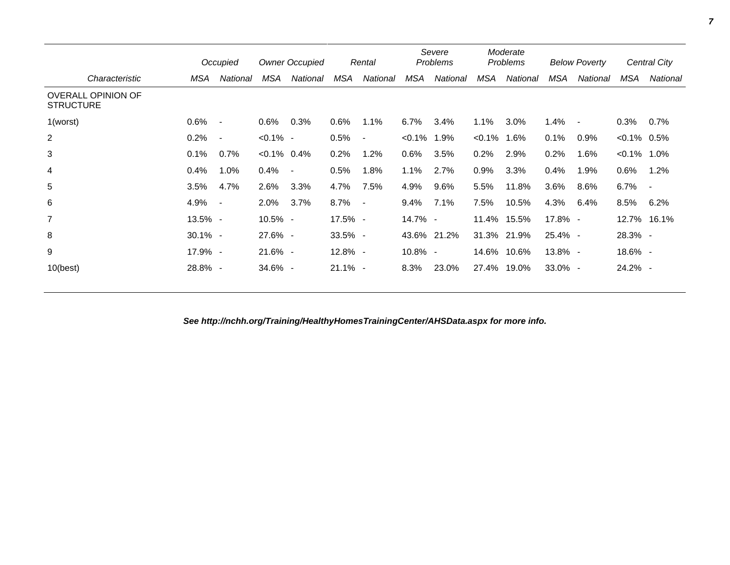| | Occupied | | Owner Occupied | | Rental | | Severe Problems | | Moderate Problems | | Below Poverty | | Central City | |
|---|---|---|---|---|---|---|---|---|---|---|---|---|---|---|
| Characteristic | MSA | National | MSA | National | MSA | National | MSA | National | MSA | National | MSA | National | MSA | National |
| OVERALL OPINION OF STRUCTURE | | | | | | | | | | | | | | |
| 1(worst) | 0.6% | - | 0.6% | 0.3% | 0.6% | 1.1% | 6.7% | 3.4% | 1.1% | 3.0% | 1.4% | - | 0.3% | 0.7% |
| 2 | 0.2% | - | <0.1% | - | 0.5% | - | <0.1% | 1.9% | <0.1% | 1.6% | 0.1% | 0.9% | <0.1% | 0.5% |
| 3 | 0.1% | 0.7% | <0.1% | 0.4% | 0.2% | 1.2% | 0.6% | 3.5% | 0.2% | 2.9% | 0.2% | 1.6% | <0.1% | 1.0% |
| 4 | 0.4% | 1.0% | 0.4% | - | 0.5% | 1.8% | 1.1% | 2.7% | 0.9% | 3.3% | 0.4% | 1.9% | 0.6% | 1.2% |
| 5 | 3.5% | 4.7% | 2.6% | 3.3% | 4.7% | 7.5% | 4.9% | 9.6% | 5.5% | 11.8% | 3.6% | 8.6% | 6.7% | - |
| 6 | 4.9% | - | 2.0% | 3.7% | 8.7% | - | 9.4% | 7.1% | 7.5% | 10.5% | 4.3% | 6.4% | 8.5% | 6.2% |
| 7 | 13.5% | - | 10.5% | - | 17.5% | - | 14.7% | - | 11.4% | 15.5% | 17.8% | - | 12.7% | 16.1% |
| 8 | 30.1% | - | 27.6% | - | 33.5% | - | 43.6% | 21.2% | 31.3% | 21.9% | 25.4% | - | 28.3% | - |
| 9 | 17.9% | - | 21.6% | - | 12.8% | - | 10.8% | - | 14.6% | 10.6% | 13.8% | - | 18.6% | - |
| 10(best) | 28.8% | - | 34.6% | - | 21.1% | - | 8.3% | 23.0% | 27.4% | 19.0% | 33.0% | - | 24.2% | - |

***See http://nchh.org/Training/HealthyHomesTrainingCenter/AHSData.aspx for more info.***